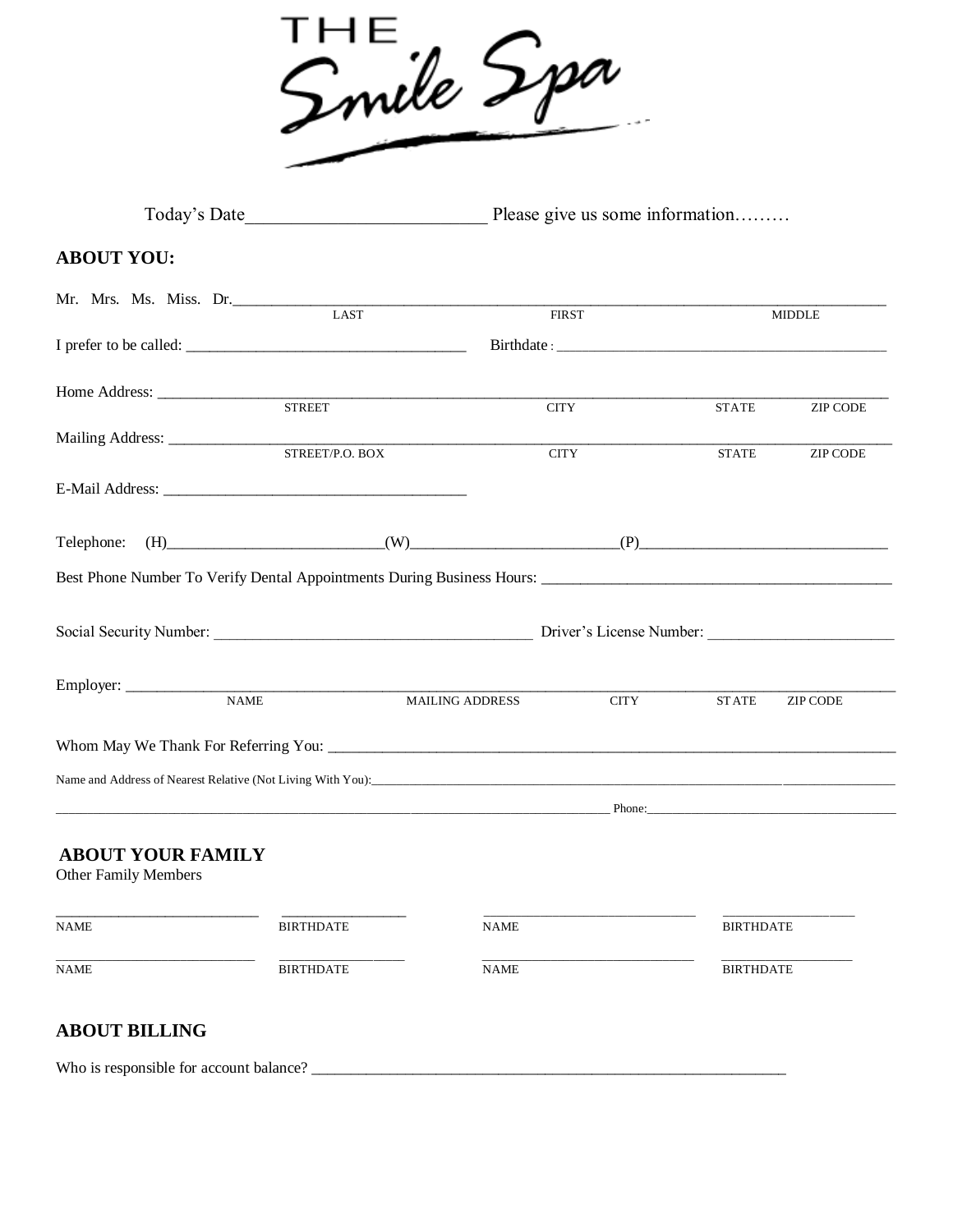# THE Smile Spa

Today's Date_________________________ Please give us some information………

## ABOUT YOU:

Mr. Mrs. Ms. Miss. Dr.______________________________________________________________
LAST FIRST MIDDLE

I prefer to be called: ___________________________________ Birthdate: ___________________________________________

Home Address: _________________________________________________________________________________
STREET CITY STATE ZIP CODE

Mailing Address: _______________________________________________________________________________
STREET/P.O. BOX CITY STATE ZIP CODE

E-Mail Address: _______________________________________

Telephone: (H)___________________________(W)__________________________(P)_______________________________

Best Phone Number To Verify Dental Appointments During Business Hours: _____________________________________________

Social Security Number: ________________________________________ Driver's License Number: _______________________

Employer: ______________________________________________________________________________________
NAME MAILING ADDRESS CITY STATE ZIP CODE

Whom May We Thank For Referring You: ___________________________________________________________________

Name and Address of Nearest Relative (Not Living With You):_______________________________________________________

______________________________________________________________ Phone:_______________________________

## ABOUT YOUR FAMILY

Other Family Members

| NAME | BIRTHDATE | NAME | BIRTHDATE |
|---|---|---|---|
| ___________________________ | _________________ | ______________________________ | ___________________ |
| ___________________________ | _________________ | ______________________________ | ___________________ |

## ABOUT BILLING

Who is responsible for account balance? ______________________________________________________________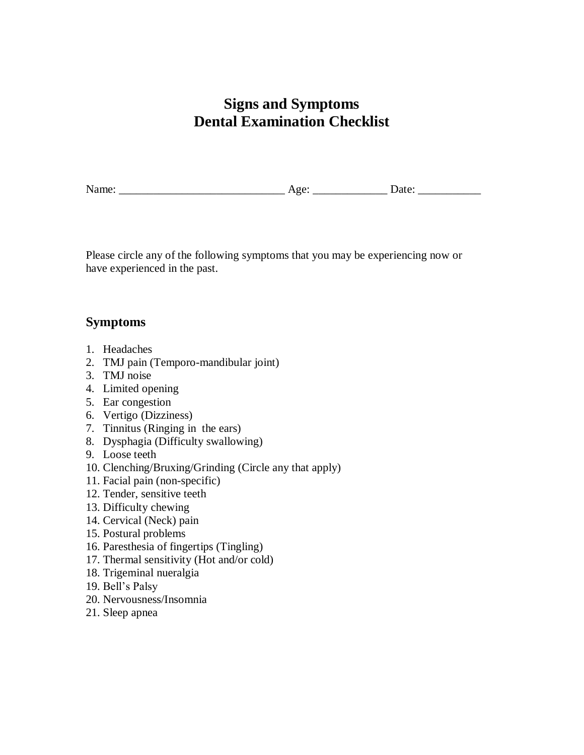# Signs and Symptoms
# Dental Examination Checklist

Name: _____________________________ Age: _____________ Date: ___________

Please circle any of the following symptoms that you may be experiencing now or have experienced in the past.

## Symptoms

1. Headaches
2. TMJ pain (Temporo-mandibular joint)
3. TMJ noise
4. Limited opening
5. Ear congestion
6. Vertigo (Dizziness)
7. Tinnitus (Ringing in the ears)
8. Dysphagia (Difficulty swallowing)
9. Loose teeth
10. Clenching/Bruxing/Grinding (Circle any that apply)
11. Facial pain (non-specific)
12. Tender, sensitive teeth
13. Difficulty chewing
14. Cervical (Neck) pain
15. Postural problems
16. Paresthesia of fingertips (Tingling)
17. Thermal sensitivity (Hot and/or cold)
18. Trigeminal nueralgia
19. Bell's Palsy
20. Nervousness/Insomnia
21. Sleep apnea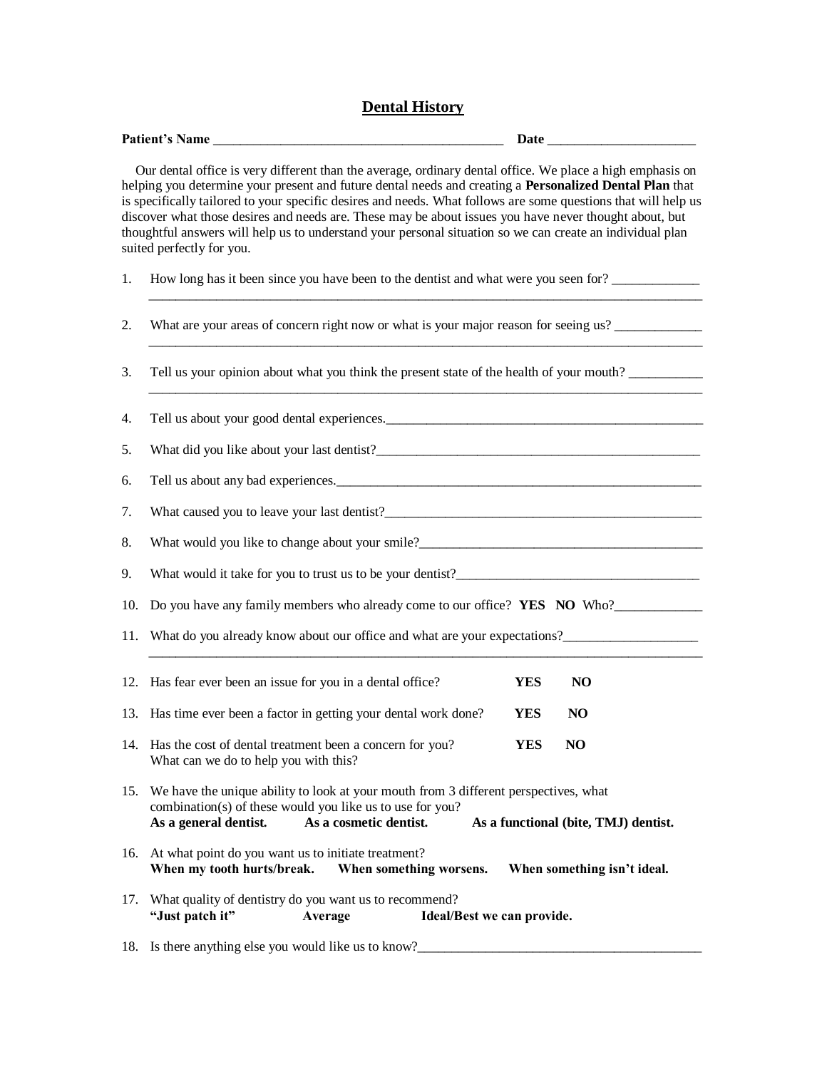# Dental History

**Patient's Name** ______________________________________________ **Date** ______________________

Our dental office is very different than the average, ordinary dental office. We place a high emphasis on helping you determine your present and future dental needs and creating a **Personalized Dental Plan** that is specifically tailored to your specific desires and needs. What follows are some questions that will help us discover what those desires and needs are. These may be about issues you have never thought about, but thoughtful answers will help us to understand your personal situation so we can create an individual plan suited perfectly for you.

1. How long has it been since you have been to the dentist and what were you seen for? _____________
   ____________________________________________________________________________________

2. What are your areas of concern right now or what is your major reason for seeing us? _____________
   ____________________________________________________________________________________

3. Tell us your opinion about what you think the present state of the health of your mouth? ___________
   ____________________________________________________________________________________

4. Tell us about your good dental experiences._________________________________________________

5. What did you like about your last dentist?___________________________________________________

6. Tell us about any bad experiences.________________________________________________________

7. What caused you to leave your last dentist?_________________________________________________

8. What would you like to change about your smile?____________________________________________

9. What would it take for you to trust us to be your dentist?_____________________________________

10. Do you have any family members who already come to our office? **YES** **NO** Who?_____________

11. What do you already know about our office and what are your expectations?____________________
    ____________________________________________________________________________________

12. Has fear ever been an issue for you in a dental office? **YES** **NO**

13. Has time ever been a factor in getting your dental work done? **YES** **NO**

14. Has the cost of dental treatment been a concern for you? **YES** **NO**
    What can we do to help you with this?

15. We have the unique ability to look at your mouth from 3 different perspectives, what combination(s) of these would you like us to use for you?
    **As a general dentist.** **As a cosmetic dentist.** **As a functional (bite, TMJ) dentist.**

16. At what point do you want us to initiate treatment?
    **When my tooth hurts/break.** **When something worsens.** **When something isn't ideal.**

17. What quality of dentistry do you want us to recommend?
    **"Just patch it"** **Average** **Ideal/Best we can provide.**

18. Is there anything else you would like us to know?___________________________________________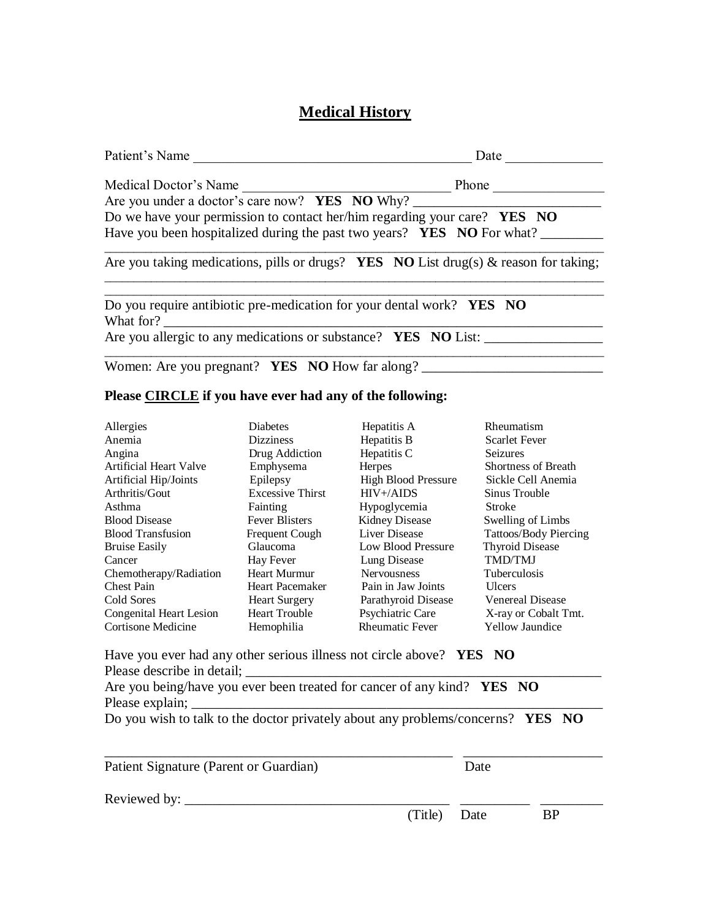# Medical History

Patient's Name ________________________________________ Date _____________

Medical Doctor's Name ______________________________ Phone _______________

Are you under a doctor's care now? **YES NO** Why? __________________________

Do we have your permission to contact her/him regarding your care? **YES NO**

Have you been hospitalized during the past two years? **YES NO** For what? _________

_________________________________________________________________________

Are you taking medications, pills or drugs? **YES NO** List drug(s) & reason for taking;

_________________________________________________________________________

_________________________________________________________________________

Do you require antibiotic pre-medication for your dental work? **YES NO**

What for? ________________________________________________________________

Are you allergic to any medications or substance? **YES NO** List: ________________

_________________________________________________________________________

Women: Are you pregnant? **YES NO** How far along? __________________________

**Please <u>CIRCLE</u> if you have ever had any of the following:**

| | | | |
|---|---|---|---|
| Allergies | Diabetes | Hepatitis A | Rheumatism |
| Anemia | Dizziness | Hepatitis B | Scarlet Fever |
| Angina | Drug Addiction | Hepatitis C | Seizures |
| Artificial Heart Valve | Emphysema | Herpes | Shortness of Breath |
| Artificial Hip/Joints | Epilepsy | High Blood Pressure | Sickle Cell Anemia |
| Arthritis/Gout | Excessive Thirst | HIV+/AIDS | Sinus Trouble |
| Asthma | Fainting | Hypoglycemia | Stroke |
| Blood Disease | Fever Blisters | Kidney Disease | Swelling of Limbs |
| Blood Transfusion | Frequent Cough | Liver Disease | Tattoos/Body Piercing |
| Bruise Easily | Glaucoma | Low Blood Pressure | Thyroid Disease |
| Cancer | Hay Fever | Lung Disease | TMD/TMJ |
| Chemotherapy/Radiation | Heart Murmur | Nervousness | Tuberculosis |
| Chest Pain | Heart Pacemaker | Pain in Jaw Joints | Ulcers |
| Cold Sores | Heart Surgery | Parathyroid Disease | Venereal Disease |
| Congenital Heart Lesion | Heart Trouble | Psychiatric Care | X-ray or Cobalt Tmt. |
| Cortisone Medicine | Hemophilia | Rheumatic Fever | Yellow Jaundice |

Have you ever had any other serious illness not circle above? **YES NO**

Please describe in detail; ___________________________________________________

Are you being/have you ever been treated for cancer of any kind? **YES NO**

Please explain; __________________________________________________________

Do you wish to talk to the doctor privately about any problems/concerns? **YES NO**

__________________________________________________ ____________________

Patient Signature (Parent or Guardian) Date

Reviewed by: ______________________________________ __________ _________

(Title) Date BP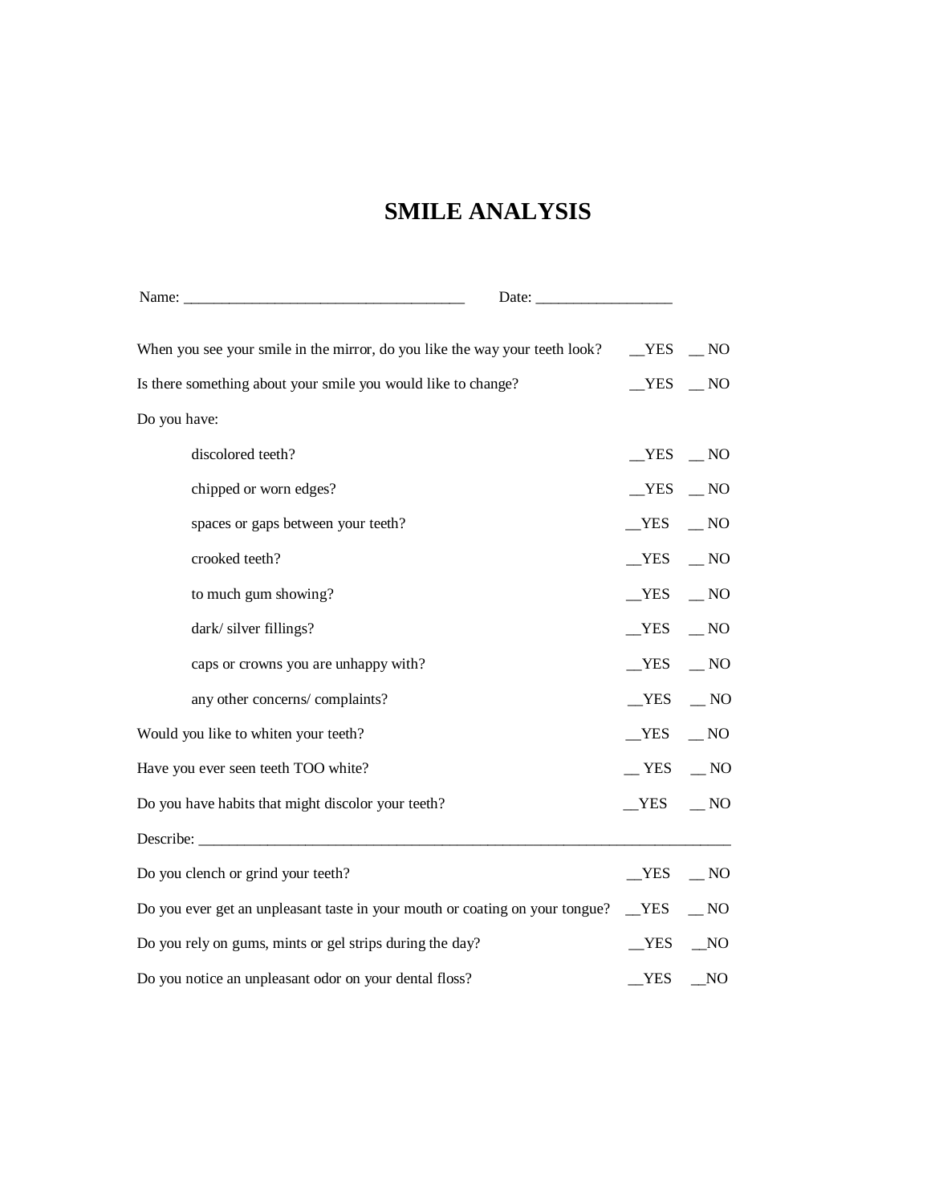# SMILE ANALYSIS

Name: ____________________________________ Date: __________________

When you see your smile in the mirror, do you like the way your teeth look? __YES __ NO

Is there something about your smile you would like to change? __YES __ NO

Do you have:

- discolored teeth? __YES __ NO
- chipped or worn edges? __YES __ NO
- spaces or gaps between your teeth? __YES __ NO
- crooked teeth? __YES __ NO
- to much gum showing? __YES __ NO
- dark/ silver fillings? __YES __ NO
- caps or crowns you are unhappy with? __YES __ NO
- any other concerns/ complaints? __YES __ NO

Would you like to whiten your teeth? __YES __ NO

Have you ever seen teeth TOO white? __ YES __ NO

Do you have habits that might discolor your teeth? __YES __ NO

Describe: ___________________________________________________________________________

Do you clench or grind your teeth? __YES __ NO

Do you ever get an unpleasant taste in your mouth or coating on your tongue? __YES __ NO

Do you rely on gums, mints or gel strips during the day? __YES __NO

Do you notice an unpleasant odor on your dental floss? __YES __NO